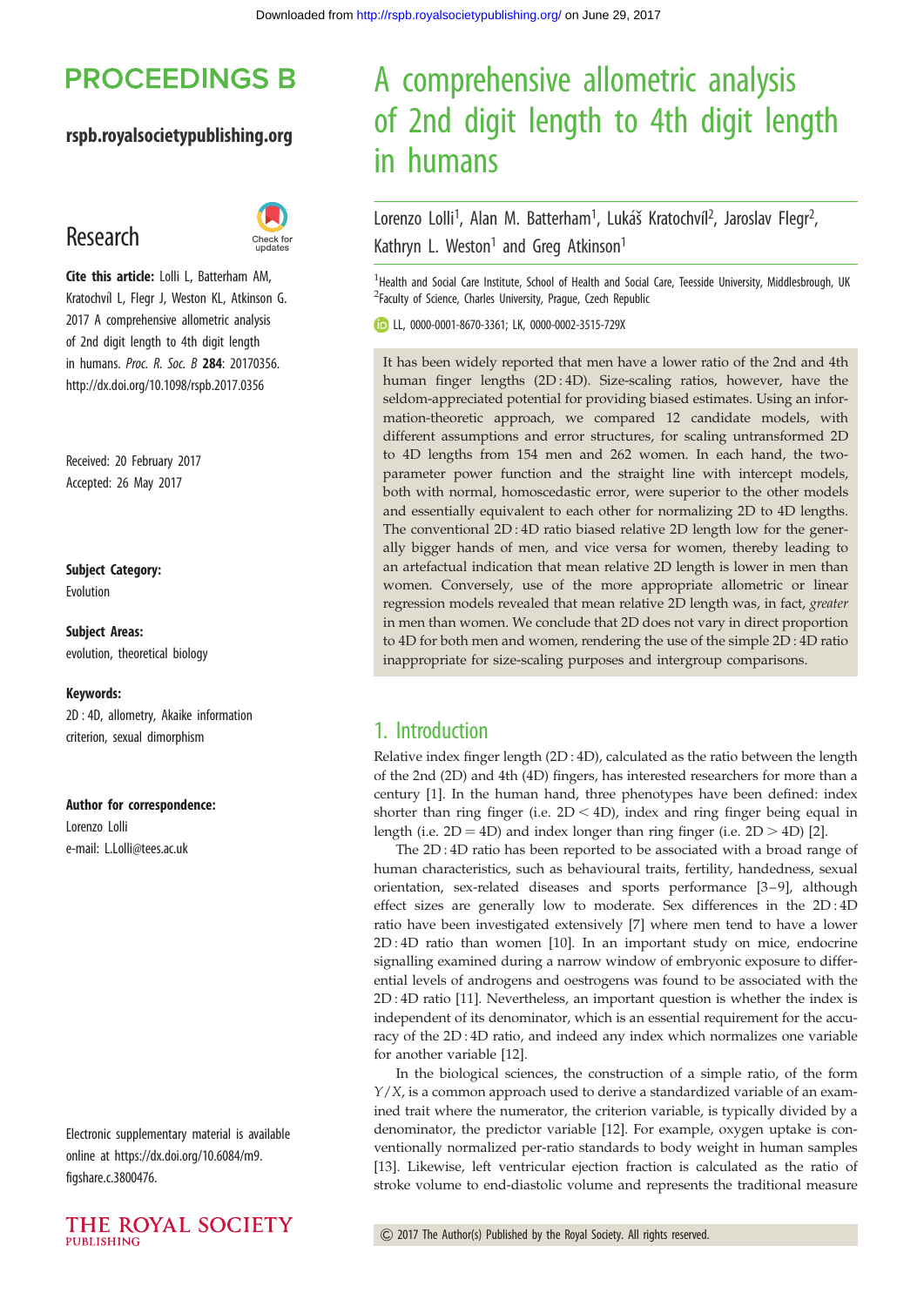# A comprehensive allometric analysis of 2nd digit length to 4th digit length in humans

Lorenzo Lolli[1], Alan M. Batterham[1], Lukáš Kratochvíl[2], Jaroslav Flegr[2], Kathryn L. Weston[1] and Greg Atkinson[1]

[1]Health and Social Care Institute, School of Health and Social Care, Teesside University, Middlesbrough, UK
[2]Faculty of Science, Charles University, Prague, Czech Republic

LL, 0000-0001-8670-3361; LK, 0000-0002-3515-729X

**Research**

**Cite this article:** Lolli L, Batterham AM, Kratochvíl L, Flegr J, Weston KL, Atkinson G. 2017 A comprehensive allometric analysis of 2nd digit length to 4th digit length in humans. *Proc. R. Soc. B* **284**: 20170356. http://dx.doi.org/10.1098/rspb.2017.0356

Received: 20 February 2017
Accepted: 26 May 2017

**Subject Category:**
Evolution

**Subject Areas:**
evolution, theoretical biology

**Keywords:**
2D : 4D, allometry, Akaike information criterion, sexual dimorphism

**Author for correspondence:**
Lorenzo Lolli
e-mail: L.Lolli@tees.ac.uk

Electronic supplementary material is available online at https://dx.doi.org/10.6084/m9.figshare.c.3800476.

It has been widely reported that men have a lower ratio of the 2nd and 4th human finger lengths (2D : 4D). Size-scaling ratios, however, have the seldom-appreciated potential for providing biased estimates. Using an information-theoretic approach, we compared 12 candidate models, with different assumptions and error structures, for scaling untransformed 2D to 4D lengths from 154 men and 262 women. In each hand, the two-parameter power function and the straight line with intercept models, both with normal, homoscedastic error, were superior to the other models and essentially equivalent to each other for normalizing 2D to 4D lengths. The conventional 2D : 4D ratio biased relative 2D length low for the generally bigger hands of men, and vice versa for women, thereby leading to an artefactual indication that mean relative 2D length is lower in men than women. Conversely, use of the more appropriate allometric or linear regression models revealed that mean relative 2D length was, in fact, *greater* in men than women. We conclude that 2D does not vary in direct proportion to 4D for both men and women, rendering the use of the simple 2D : 4D ratio inappropriate for size-scaling purposes and intergroup comparisons.

## 1. Introduction

Relative index finger length (2D : 4D), calculated as the ratio between the length of the 2nd (2D) and 4th (4D) fingers, has interested researchers for more than a century [1]. In the human hand, three phenotypes have been defined: index shorter than ring finger (i.e. 2D < 4D), index and ring finger being equal in length (i.e. 2D = 4D) and index longer than ring finger (i.e. 2D > 4D) [2].

The 2D : 4D ratio has been reported to be associated with a broad range of human characteristics, such as behavioural traits, fertility, handedness, sexual orientation, sex-related diseases and sports performance [3–9], although effect sizes are generally low to moderate. Sex differences in the 2D : 4D ratio have been investigated extensively [7] where men tend to have a lower 2D : 4D ratio than women [10]. In an important study on mice, endocrine signalling examined during a narrow window of embryonic exposure to differential levels of androgens and oestrogens was found to be associated with the 2D : 4D ratio [11]. Nevertheless, an important question is whether the index is independent of its denominator, which is an essential requirement for the accuracy of the 2D : 4D ratio, and indeed any index which normalizes one variable for another variable [12].

In the biological sciences, the construction of a simple ratio, of the form $Y/X$, is a common approach used to derive a standardized variable of an examined trait where the numerator, the criterion variable, is typically divided by a denominator, the predictor variable [12]. For example, oxygen uptake is conventionally normalized per-ratio standards to body weight in human samples [13]. Likewise, left ventricular ejection fraction is calculated as the ratio of stroke volume to end-diastolic volume and represents the traditional measure

© 2017 The Author(s) Published by the Royal Society. All rights reserved.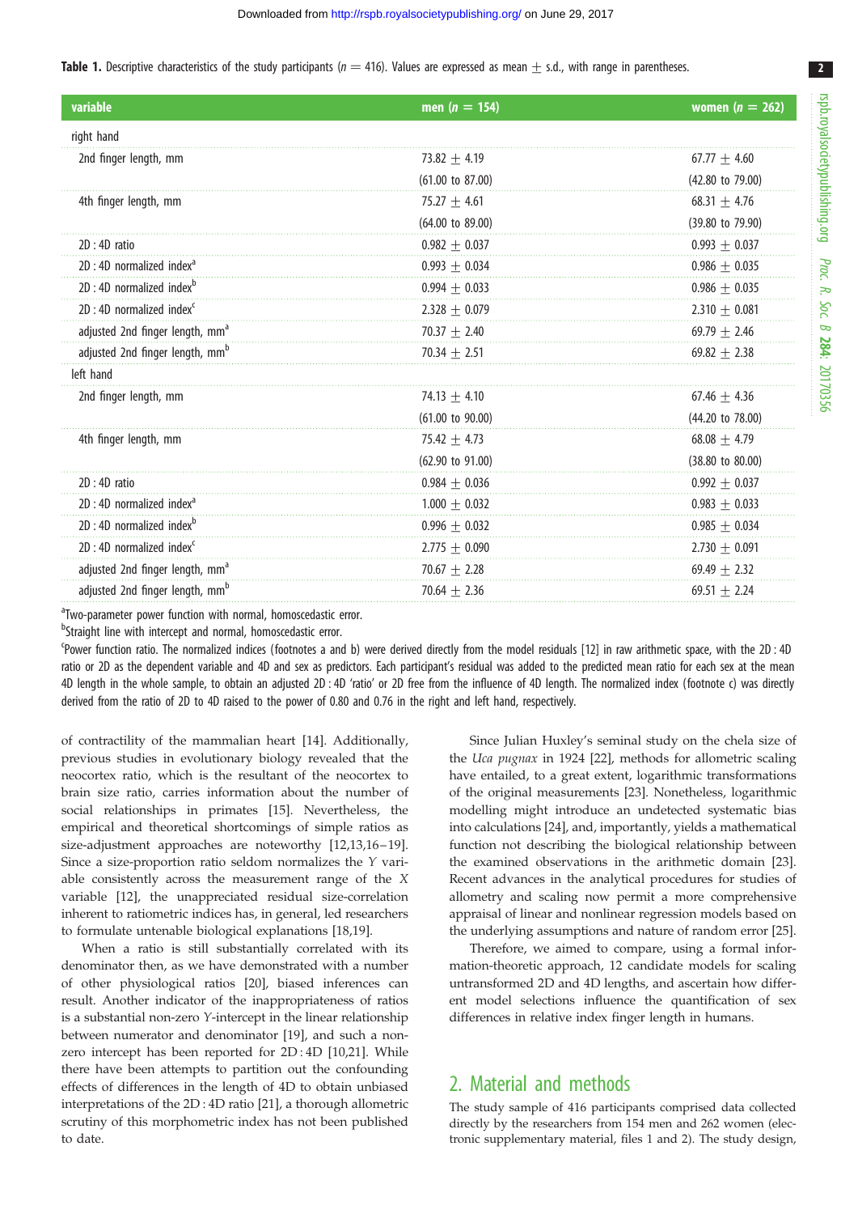**Table 1.** Descriptive characteristics of the study participants ($n = 416$). Values are expressed as mean ± s.d., with range in parentheses.

| variable | men ($n$ = 154) | women ($n$ = 262) |
|---|---|---|
| right hand | | |
| 2nd finger length, mm | 73.82 ± 4.19 | 67.77 ± 4.60 |
| | (61.00 to 87.00) | (42.80 to 79.00) |
| 4th finger length, mm | 75.27 ± 4.61 | 68.31 ± 4.76 |
| | (64.00 to 89.00) | (39.80 to 79.90) |
| 2D : 4D ratio | 0.982 ± 0.037 | 0.993 ± 0.037 |
| 2D : 4D normalized index[a] | 0.993 ± 0.034 | 0.986 ± 0.035 |
| 2D : 4D normalized index[b] | 0.994 ± 0.033 | 0.986 ± 0.035 |
| 2D : 4D normalized index[c] | 2.328 ± 0.079 | 2.310 ± 0.081 |
| adjusted 2nd finger length, mm[a] | 70.37 ± 2.40 | 69.79 ± 2.46 |
| adjusted 2nd finger length, mm[b] | 70.34 ± 2.51 | 69.82 ± 2.38 |
| left hand | | |
| 2nd finger length, mm | 74.13 ± 4.10 | 67.46 ± 4.36 |
| | (61.00 to 90.00) | (44.20 to 78.00) |
| 4th finger length, mm | 75.42 ± 4.73 | 68.08 ± 4.79 |
| | (62.90 to 91.00) | (38.80 to 80.00) |
| 2D : 4D ratio | 0.984 ± 0.036 | 0.992 ± 0.037 |
| 2D : 4D normalized index[a] | 1.000 ± 0.032 | 0.983 ± 0.033 |
| 2D : 4D normalized index[b] | 0.996 ± 0.032 | 0.985 ± 0.034 |
| 2D : 4D normalized index[c] | 2.775 ± 0.090 | 2.730 ± 0.091 |
| adjusted 2nd finger length, mm[a] | 70.67 ± 2.28 | 69.49 ± 2.32 |
| adjusted 2nd finger length, mm[b] | 70.64 ± 2.36 | 69.51 ± 2.24 |

[a]Two-parameter power function with normal, homoscedastic error.
[b]Straight line with intercept and normal, homoscedastic error.
[c]Power function ratio. The normalized indices (footnotes a and b) were derived directly from the model residuals [12] in raw arithmetic space, with the 2D : 4D ratio or 2D as the dependent variable and 4D and sex as predictors. Each participant's residual was added to the predicted mean ratio for each sex at the mean 4D length in the whole sample, to obtain an adjusted 2D : 4D 'ratio' or 2D free from the influence of 4D length. The normalized index (footnote c) was directly derived from the ratio of 2D to 4D raised to the power of 0.80 and 0.76 in the right and left hand, respectively.

of contractility of the mammalian heart [14]. Additionally, previous studies in evolutionary biology revealed that the neocortex ratio, which is the resultant of the neocortex to brain size ratio, carries information about the number of social relationships in primates [15]. Nevertheless, the empirical and theoretical shortcomings of simple ratios as size-adjustment approaches are noteworthy [12,13,16–19]. Since a size-proportion ratio seldom normalizes the $Y$ variable consistently across the measurement range of the $X$ variable [12], the unappreciated residual size-correlation inherent to ratiometric indices has, in general, led researchers to formulate untenable biological explanations [18,19].

When a ratio is still substantially correlated with its denominator then, as we have demonstrated with a number of other physiological ratios [20], biased inferences can result. Another indicator of the inappropriateness of ratios is a substantial non-zero $Y$-intercept in the linear relationship between numerator and denominator [19], and such a non-zero intercept has been reported for 2D : 4D [10,21]. While there have been attempts to partition out the confounding effects of differences in the length of 4D to obtain unbiased interpretations of the 2D : 4D ratio [21], a thorough allometric scrutiny of this morphometric index has not been published to date.

Since Julian Huxley's seminal study on the chela size of the *Uca pugnax* in 1924 [22], methods for allometric scaling have entailed, to a great extent, logarithmic transformations of the original measurements [23]. Nonetheless, logarithmic modelling might introduce an undetected systematic bias into calculations [24], and, importantly, yields a mathematical function not describing the biological relationship between the examined observations in the arithmetic domain [23]. Recent advances in the analytical procedures for studies of allometry and scaling now permit a more comprehensive appraisal of linear and nonlinear regression models based on the underlying assumptions and nature of random error [25].

Therefore, we aimed to compare, using a formal information-theoretic approach, 12 candidate models for scaling untransformed 2D and 4D lengths, and ascertain how different model selections influence the quantification of sex differences in relative index finger length in humans.

## 2. Material and methods

The study sample of 416 participants comprised data collected directly by the researchers from 154 men and 262 women (electronic supplementary material, files 1 and 2). The study design,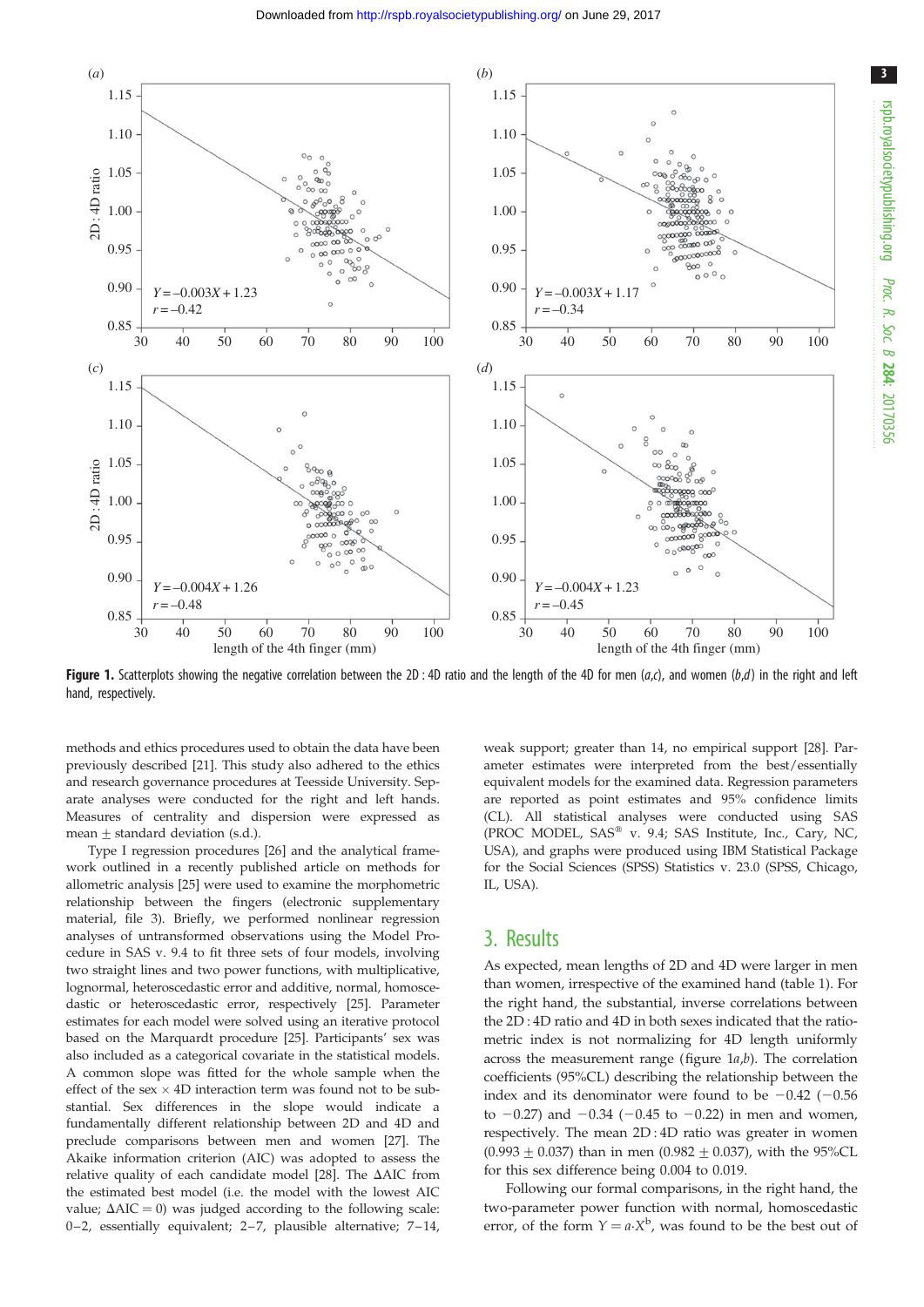**Figure 1.** Scatterplots showing the negative correlation between the 2D : 4D ratio and the length of the 4D for men (*a*,*c*), and women (*b*,*d*) in the right and left hand, respectively.

methods and ethics procedures used to obtain the data have been previously described [21]. This study also adhered to the ethics and research governance procedures at Teesside University. Separate analyses were conducted for the right and left hands. Measures of centrality and dispersion were expressed as mean ± standard deviation (s.d.).

Type I regression procedures [26] and the analytical framework outlined in a recently published article on methods for allometric analysis [25] were used to examine the morphometric relationship between the fingers (electronic supplementary material, file 3). Briefly, we performed nonlinear regression analyses of untransformed observations using the Model Procedure in SAS v. 9.4 to fit three sets of four models, involving two straight lines and two power functions, with multiplicative, lognormal, heteroscedastic error and additive, normal, homoscedastic or heteroscedastic error, respectively [25]. Parameter estimates for each model were solved using an iterative protocol based on the Marquardt procedure [25]. Participants' sex was also included as a categorical covariate in the statistical models. A common slope was fitted for the whole sample when the effect of the sex × 4D interaction term was found not to be substantial. Sex differences in the slope would indicate a fundamentally different relationship between 2D and 4D and preclude comparisons between men and women [27]. The Akaike information criterion (AIC) was adopted to assess the relative quality of each candidate model [28]. The ΔAIC from the estimated best model (i.e. the model with the lowest AIC value; ΔAIC = 0) was judged according to the following scale: 0–2, essentially equivalent; 2–7, plausible alternative; 7–14, weak support; greater than 14, no empirical support [28]. Parameter estimates were interpreted from the best/essentially equivalent models for the examined data. Regression parameters are reported as point estimates and 95% confidence limits (CL). All statistical analyses were conducted using SAS (PROC MODEL, SAS® v. 9.4; SAS Institute, Inc., Cary, NC, USA), and graphs were produced using IBM Statistical Package for the Social Sciences (SPSS) Statistics v. 23.0 (SPSS, Chicago, IL, USA).

## 3. Results

As expected, mean lengths of 2D and 4D were larger in men than women, irrespective of the examined hand (table 1). For the right hand, the substantial, inverse correlations between the 2D : 4D ratio and 4D in both sexes indicated that the ratiometric index is not normalizing for 4D length uniformly across the measurement range (figure 1*a*,*b*). The correlation coefficients (95%CL) describing the relationship between the index and its denominator were found to be −0.42 (−0.56 to −0.27) and −0.34 (−0.45 to −0.22) in men and women, respectively. The mean 2D : 4D ratio was greater in women (0.993 ± 0.037) than in men (0.982 ± 0.037), with the 95%CL for this sex difference being 0.004 to 0.019.

Following our formal comparisons, in the right hand, the two-parameter power function with normal, homoscedastic error, of the form $Y = a{\cdot}X^b$, was found to be the best out of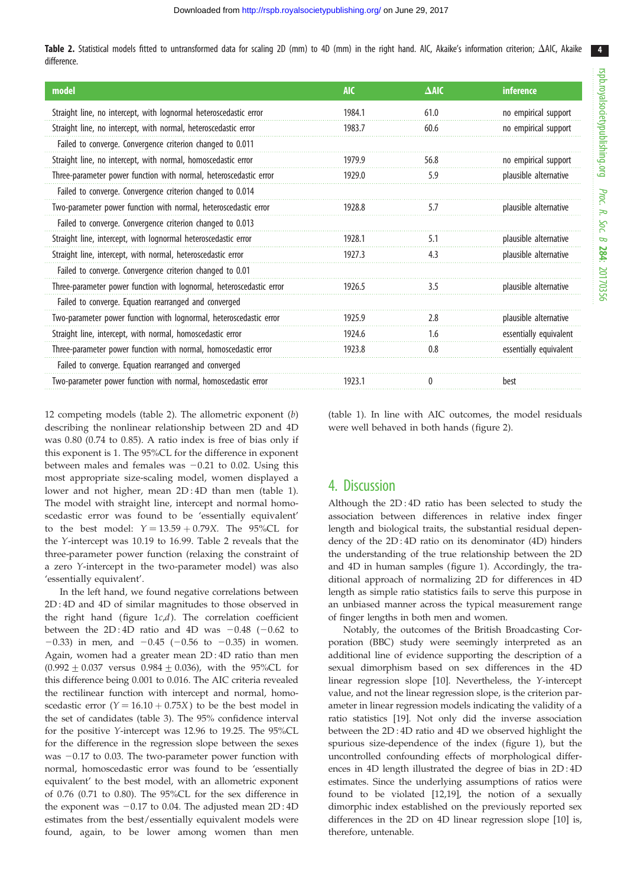**Table 2.** Statistical models fitted to untransformed data for scaling 2D (mm) to 4D (mm) in the right hand. AIC, Akaike's information criterion; ΔAIC, Akaike difference.

| model | AIC | ΔAIC | inference |
|---|---|---|---|
| Straight line, no intercept, with lognormal heteroscedastic error | 1984.1 | 61.0 | no empirical support |
| Straight line, no intercept, with normal, heteroscedastic error | 1983.7 | 60.6 | no empirical support |
| Failed to converge. Convergence criterion changed to 0.011 | | | |
| Straight line, no intercept, with normal, homoscedastic error | 1979.9 | 56.8 | no empirical support |
| Three-parameter power function with normal, heteroscedastic error | 1929.0 | 5.9 | plausible alternative |
| Failed to converge. Convergence criterion changed to 0.014 | | | |
| Two-parameter power function with normal, heteroscedastic error | 1928.8 | 5.7 | plausible alternative |
| Failed to converge. Convergence criterion changed to 0.013 | | | |
| Straight line, intercept, with lognormal heteroscedastic error | 1928.1 | 5.1 | plausible alternative |
| Straight line, intercept, with normal, heteroscedastic error | 1927.3 | 4.3 | plausible alternative |
| Failed to converge. Convergence criterion changed to 0.01 | | | |
| Three-parameter power function with lognormal, heteroscedastic error | 1926.5 | 3.5 | plausible alternative |
| Failed to converge. Equation rearranged and converged | | | |
| Two-parameter power function with lognormal, heteroscedastic error | 1925.9 | 2.8 | plausible alternative |
| Straight line, intercept, with normal, homoscedastic error | 1924.6 | 1.6 | essentially equivalent |
| Three-parameter power function with normal, homoscedastic error | 1923.8 | 0.8 | essentially equivalent |
| Failed to converge. Equation rearranged and converged | | | |
| Two-parameter power function with normal, homoscedastic error | 1923.1 | 0 | best |

12 competing models (table 2). The allometric exponent ($b$) describing the nonlinear relationship between 2D and 4D was 0.80 (0.74 to 0.85). A ratio index is free of bias only if this exponent is 1. The 95%CL for the difference in exponent between males and females was −0.21 to 0.02. Using this most appropriate size-scaling model, women displayed a lower and not higher, mean 2D : 4D than men (table 1). The model with straight line, intercept and normal homoscedastic error was found to be 'essentially equivalent' to the best model: $Y = 13.59 + 0.79X$. The 95%CL for the $Y$-intercept was 10.19 to 16.99. Table 2 reveals that the three-parameter power function (relaxing the constraint of a zero $Y$-intercept in the two-parameter model) was also 'essentially equivalent'.

In the left hand, we found negative correlations between 2D : 4D and 4D of similar magnitudes to those observed in the right hand (figure 1*c*,*d*). The correlation coefficient between the 2D : 4D ratio and 4D was −0.48 (−0.62 to −0.33) in men, and −0.45 (−0.56 to −0.35) in women. Again, women had a greater mean 2D : 4D ratio than men ($0.992 \pm 0.037$ versus $0.984 \pm 0.036$), with the 95%CL for this difference being 0.001 to 0.016. The AIC criteria revealed the rectilinear function with intercept and normal, homoscedastic error ($Y = 16.10 + 0.75X$) to be the best model in the set of candidates (table 3). The 95% confidence interval for the positive $Y$-intercept was 12.96 to 19.25. The 95%CL for the difference in the regression slope between the sexes was −0.17 to 0.03. The two-parameter power function with normal, homoscedastic error was found to be 'essentially equivalent' to the best model, with an allometric exponent of 0.76 (0.71 to 0.80). The 95%CL for the sex difference in the exponent was −0.17 to 0.04. The adjusted mean 2D : 4D estimates from the best/essentially equivalent models were found, again, to be lower among women than men (table 1). In line with AIC outcomes, the model residuals were well behaved in both hands (figure 2).

## 4. Discussion

Although the 2D : 4D ratio has been selected to study the association between differences in relative index finger length and biological traits, the substantial residual dependency of the 2D : 4D ratio on its denominator (4D) hinders the understanding of the true relationship between the 2D and 4D in human samples (figure 1). Accordingly, the traditional approach of normalizing 2D for differences in 4D length as simple ratio statistics fails to serve this purpose in an unbiased manner across the typical measurement range of finger lengths in both men and women.

Notably, the outcomes of the British Broadcasting Corporation (BBC) study were seemingly interpreted as an additional line of evidence supporting the description of a sexual dimorphism based on sex differences in the 4D linear regression slope [10]. Nevertheless, the $Y$-intercept value, and not the linear regression slope, is the criterion parameter in linear regression models indicating the validity of a ratio statistics [19]. Not only did the inverse association between the 2D : 4D ratio and 4D we observed highlight the spurious size-dependence of the index (figure 1), but the uncontrolled confounding effects of morphological differences in 4D length illustrated the degree of bias in 2D : 4D estimates. Since the underlying assumptions of ratios were found to be violated [12,19], the notion of a sexually dimorphic index established on the previously reported sex differences in the 2D on 4D linear regression slope [10] is, therefore, untenable.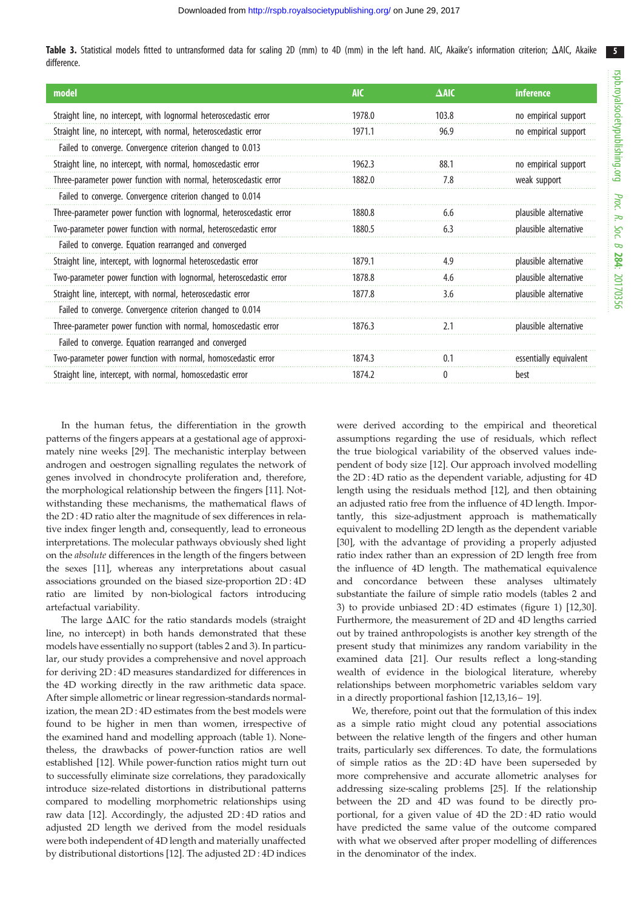**Table 3.** Statistical models fitted to untransformed data for scaling 2D (mm) to 4D (mm) in the left hand. AIC, Akaike's information criterion; ΔAIC, Akaike difference.

| model | AIC | ΔAIC | inference |
|---|---|---|---|
| Straight line, no intercept, with lognormal heteroscedastic error | 1978.0 | 103.8 | no empirical support |
| Straight line, no intercept, with normal, heteroscedastic error | 1971.1 | 96.9 | no empirical support |
| Failed to converge. Convergence criterion changed to 0.013 | | | |
| Straight line, no intercept, with normal, homoscedastic error | 1962.3 | 88.1 | no empirical support |
| Three-parameter power function with normal, heteroscedastic error | 1882.0 | 7.8 | weak support |
| Failed to converge. Convergence criterion changed to 0.014 | | | |
| Three-parameter power function with lognormal, heteroscedastic error | 1880.8 | 6.6 | plausible alternative |
| Two-parameter power function with normal, heteroscedastic error | 1880.5 | 6.3 | plausible alternative |
| Failed to converge. Equation rearranged and converged | | | |
| Straight line, intercept, with lognormal heteroscedastic error | 1879.1 | 4.9 | plausible alternative |
| Two-parameter power function with lognormal, heteroscedastic error | 1878.8 | 4.6 | plausible alternative |
| Straight line, intercept, with normal, heteroscedastic error | 1877.8 | 3.6 | plausible alternative |
| Failed to converge. Convergence criterion changed to 0.014 | | | |
| Three-parameter power function with normal, homoscedastic error | 1876.3 | 2.1 | plausible alternative |
| Failed to converge. Equation rearranged and converged | | | |
| Two-parameter power function with normal, homoscedastic error | 1874.3 | 0.1 | essentially equivalent |
| Straight line, intercept, with normal, homoscedastic error | 1874.2 | 0 | best |

In the human fetus, the differentiation in the growth patterns of the fingers appears at a gestational age of approximately nine weeks [29]. The mechanistic interplay between androgen and oestrogen signalling regulates the network of genes involved in chondrocyte proliferation and, therefore, the morphological relationship between the fingers [11]. Notwithstanding these mechanisms, the mathematical flaws of the 2D : 4D ratio alter the magnitude of sex differences in relative index finger length and, consequently, lead to erroneous interpretations. The molecular pathways obviously shed light on the *absolute* differences in the length of the fingers between the sexes [11], whereas any interpretations about casual associations grounded on the biased size-proportion 2D : 4D ratio are limited by non-biological factors introducing artefactual variability.

The large ΔAIC for the ratio standards models (straight line, no intercept) in both hands demonstrated that these models have essentially no support (tables 2 and 3). In particular, our study provides a comprehensive and novel approach for deriving 2D : 4D measures standardized for differences in the 4D working directly in the raw arithmetic data space. After simple allometric or linear regression-standards normalization, the mean 2D : 4D estimates from the best models were found to be higher in men than women, irrespective of the examined hand and modelling approach (table 1). Nonetheless, the drawbacks of power-function ratios are well established [12]. While power-function ratios might turn out to successfully eliminate size correlations, they paradoxically introduce size-related distortions in distributional patterns compared to modelling morphometric relationships using raw data [12]. Accordingly, the adjusted 2D : 4D ratios and adjusted 2D length we derived from the model residuals were both independent of 4D length and materially unaffected by distributional distortions [12]. The adjusted 2D : 4D indices were derived according to the empirical and theoretical assumptions regarding the use of residuals, which reflect the true biological variability of the observed values independent of body size [12]. Our approach involved modelling the 2D : 4D ratio as the dependent variable, adjusting for 4D length using the residuals method [12], and then obtaining an adjusted ratio free from the influence of 4D length. Importantly, this size-adjustment approach is mathematically equivalent to modelling 2D length as the dependent variable [30], with the advantage of providing a properly adjusted ratio index rather than an expression of 2D length free from the influence of 4D length. The mathematical equivalence and concordance between these analyses ultimately substantiate the failure of simple ratio models (tables 2 and 3) to provide unbiased 2D : 4D estimates (figure 1) [12,30]. Furthermore, the measurement of 2D and 4D lengths carried out by trained anthropologists is another key strength of the present study that minimizes any random variability in the examined data [21]. Our results reflect a long-standing wealth of evidence in the biological literature, whereby relationships between morphometric variables seldom vary in a directly proportional fashion [12,13,16– 19].

We, therefore, point out that the formulation of this index as a simple ratio might cloud any potential associations between the relative length of the fingers and other human traits, particularly sex differences. To date, the formulations of simple ratios as the 2D : 4D have been superseded by more comprehensive and accurate allometric analyses for addressing size-scaling problems [25]. If the relationship between the 2D and 4D was found to be directly proportional, for a given value of 4D the 2D : 4D ratio would have predicted the same value of the outcome compared with what we observed after proper modelling of differences in the denominator of the index.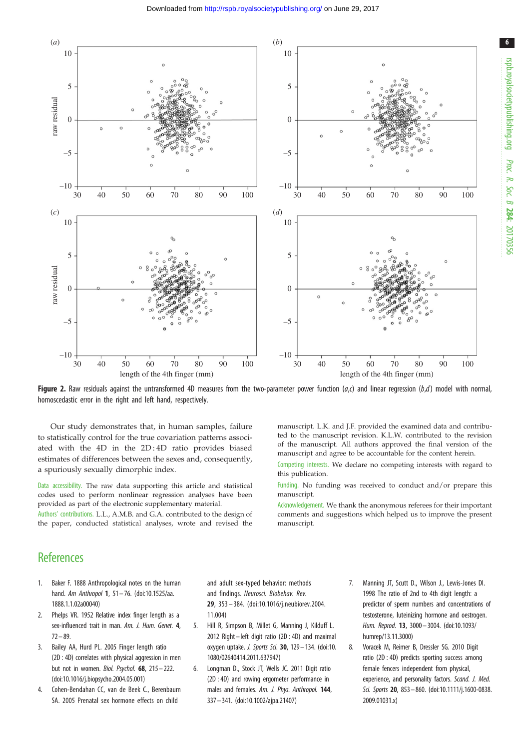**Figure 2.** Raw residuals against the untransformed 4D measures from the two-parameter power function (*a*,*c*) and linear regression (*b*,*d*) model with normal, homoscedastic error in the right and left hand, respectively.

Our study demonstrates that, in human samples, failure to statistically control for the true covariation patterns associated with the 4D in the 2D : 4D ratio provides biased estimates of differences between the sexes and, consequently, a spuriously sexually dimorphic index.

Data accessibility. The raw data supporting this article and statistical codes used to perform nonlinear regression analyses have been provided as part of the electronic supplementary material.

Authors' contributions. L.L., A.M.B. and G.A. contributed to the design of the paper, conducted statistical analyses, wrote and revised the manuscript. L.K. and J.F. provided the examined data and contributed to the manuscript revision. K.L.W. contributed to the revision of the manuscript. All authors approved the final version of the manuscript and agree to be accountable for the content herein.

Competing interests. We declare no competing interests with regard to this publication.

Funding. No funding was received to conduct and/or prepare this manuscript.

Acknowledgement. We thank the anonymous referees for their important comments and suggestions which helped us to improve the present manuscript.

## References

1. Baker F. 1888 Anthropological notes on the human hand. *Am Anthropol* **1**, 51–76. (doi:10.1525/aa.1888.1.1.02a00040)
2. Phelps VR. 1952 Relative index finger length as a sex-influenced trait in man. *Am. J. Hum. Genet.* **4**, 72–89.
3. Bailey AA, Hurd PL. 2005 Finger length ratio (2D : 4D) correlates with physical aggression in men but not in women. *Biol. Psychol.* **68**, 215–222. (doi:10.1016/j.biopsycho.2004.05.001)
4. Cohen-Bendahan CC, van de Beek C., Berenbaum SA. 2005 Prenatal sex hormone effects on child and adult sex-typed behavior: methods and findings. *Neurosci. Biobehav. Rev.* **29**, 353–384. (doi:10.1016/j.neubiorev.2004.11.004)
5. Hill R, Simpson B, Millet G, Manning J, Kilduff L. 2012 Right–left digit ratio (2D : 4D) and maximal oxygen uptake. *J. Sports Sci.* **30**, 129–134. (doi:10.1080/02640414.2011.637947)
6. Longman D., Stock JT, Wells JC. 2011 Digit ratio (2D : 4D) and rowing ergometer performance in males and females. *Am. J. Phys. Anthropol.* **144**, 337–341. (doi:10.1002/ajpa.21407)
7. Manning JT, Scutt D., Wilson J., Lewis-Jones DI. 1998 The ratio of 2nd to 4th digit length: a predictor of sperm numbers and concentrations of testosterone, luteinizing hormone and oestrogen. *Hum. Reprod.* **13**, 3000–3004. (doi:10.1093/humrep/13.11.3000)
8. Voracek M, Reimer B, Dressler SG. 2010 Digit ratio (2D : 4D) predicts sporting success among female fencers independent from physical, experience, and personality factors. *Scand. J. Med. Sci. Sports* **20**, 853–860. (doi:10.1111/j.1600-0838.2009.01031.x)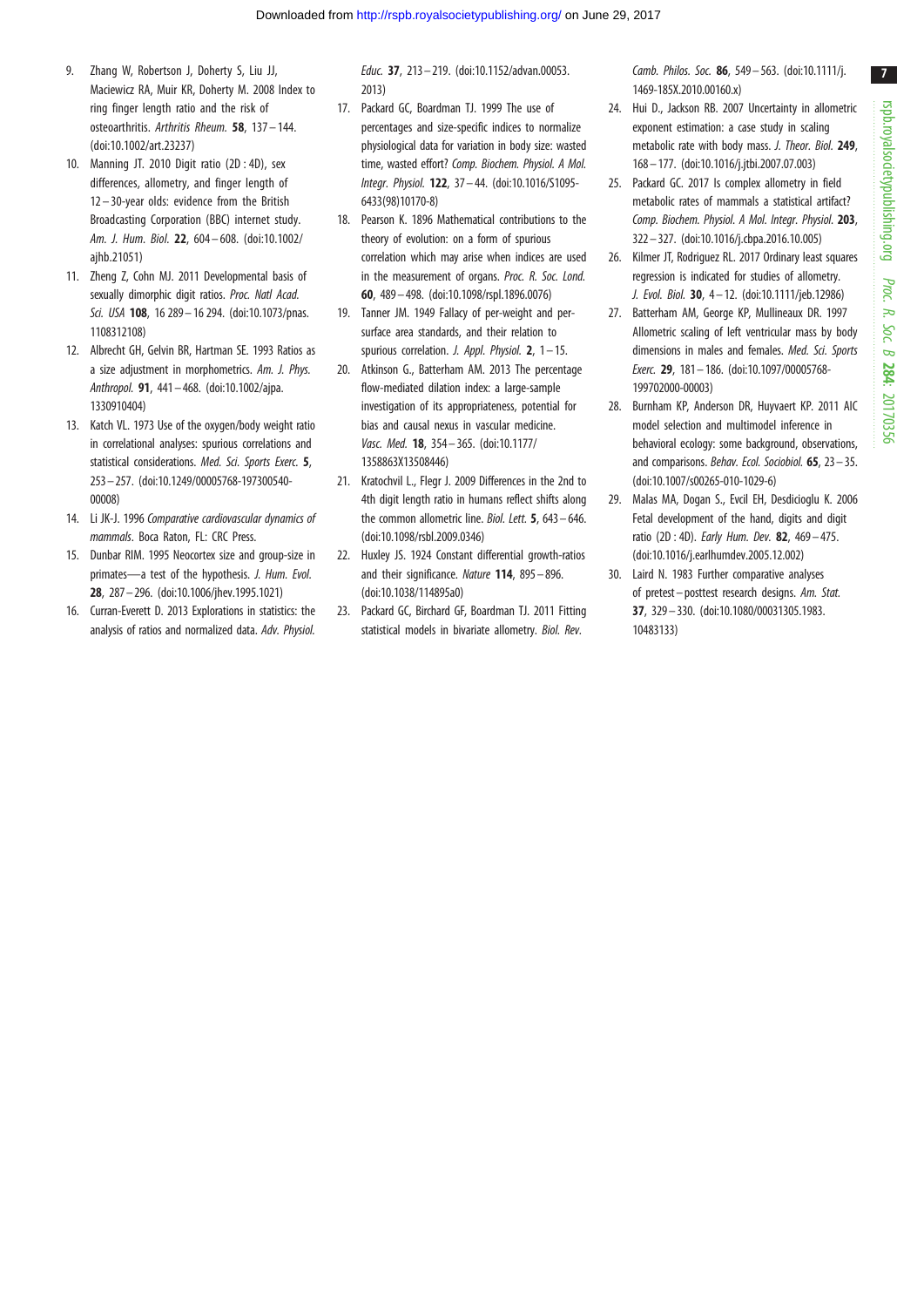9. Zhang W, Robertson J, Doherty S, Liu JJ, Maciewicz RA, Muir KR, Doherty M. 2008 Index to ring finger length ratio and the risk of osteoarthritis. *Arthritis Rheum.* **58**, 137–144. (doi:10.1002/art.23237)
10. Manning JT. 2010 Digit ratio (2D : 4D), sex differences, allometry, and finger length of 12–30-year olds: evidence from the British Broadcasting Corporation (BBC) internet study. *Am. J. Hum. Biol.* **22**, 604–608. (doi:10.1002/ajhb.21051)
11. Zheng Z, Cohn MJ. 2011 Developmental basis of sexually dimorphic digit ratios. *Proc. Natl Acad. Sci. USA* **108**, 16 289–16 294. (doi:10.1073/pnas.1108312108)
12. Albrecht GH, Gelvin BR, Hartman SE. 1993 Ratios as a size adjustment in morphometrics. *Am. J. Phys. Anthropol.* **91**, 441–468. (doi:10.1002/ajpa.1330910404)
13. Katch VL. 1973 Use of the oxygen/body weight ratio in correlational analyses: spurious correlations and statistical considerations. *Med. Sci. Sports Exerc.* **5**, 253–257. (doi:10.1249/00005768-197300540-00008)
14. Li JK-J. 1996 *Comparative cardiovascular dynamics of mammals*. Boca Raton, FL: CRC Press.
15. Dunbar RIM. 1995 Neocortex size and group-size in primates—a test of the hypothesis. *J. Hum. Evol.* **28**, 287–296. (doi:10.1006/jhev.1995.1021)
16. Curran-Everett D. 2013 Explorations in statistics: the analysis of ratios and normalized data. *Adv. Physiol. Educ.* **37**, 213–219. (doi:10.1152/advan.00053.2013)
17. Packard GC, Boardman TJ. 1999 The use of percentages and size-specific indices to normalize physiological data for variation in body size: wasted time, wasted effort? *Comp. Biochem. Physiol. A Mol. Integr. Physiol.* **122**, 37–44. (doi:10.1016/S1095-6433(98)10170-8)
18. Pearson K. 1896 Mathematical contributions to the theory of evolution: on a form of spurious correlation which may arise when indices are used in the measurement of organs. *Proc. R. Soc. Lond.* **60**, 489–498. (doi:10.1098/rspl.1896.0076)
19. Tanner JM. 1949 Fallacy of per-weight and per-surface area standards, and their relation to spurious correlation. *J. Appl. Physiol.* **2**, 1–15.
20. Atkinson G., Batterham AM. 2013 The percentage flow-mediated dilation index: a large-sample investigation of its appropriateness, potential for bias and causal nexus in vascular medicine. *Vasc. Med.* **18**, 354–365. (doi:10.1177/1358863X13508446)
21. Kratochvil L., Flegr J. 2009 Differences in the 2nd to 4th digit length ratio in humans reflect shifts along the common allometric line. *Biol. Lett.* **5**, 643–646. (doi:10.1098/rsbl.2009.0346)
22. Huxley JS. 1924 Constant differential growth-ratios and their significance. *Nature* **114**, 895–896. (doi:10.1038/114895a0)
23. Packard GC, Birchard GF, Boardman TJ. 2011 Fitting statistical models in bivariate allometry. *Biol. Rev. Camb. Philos. Soc.* **86**, 549–563. (doi:10.1111/j.1469-185X.2010.00160.x)
24. Hui D., Jackson RB. 2007 Uncertainty in allometric exponent estimation: a case study in scaling metabolic rate with body mass. *J. Theor. Biol.* **249**, 168–177. (doi:10.1016/j.jtbi.2007.07.003)
25. Packard GC. 2017 Is complex allometry in field metabolic rates of mammals a statistical artifact? *Comp. Biochem. Physiol. A Mol. Integr. Physiol.* **203**, 322–327. (doi:10.1016/j.cbpa.2016.10.005)
26. Kilmer JT, Rodriguez RL. 2017 Ordinary least squares regression is indicated for studies of allometry. *J. Evol. Biol.* **30**, 4–12. (doi:10.1111/jeb.12986)
27. Batterham AM, George KP, Mullineaux DR. 1997 Allometric scaling of left ventricular mass by body dimensions in males and females. *Med. Sci. Sports Exerc.* **29**, 181–186. (doi:10.1097/00005768-199702000-00003)
28. Burnham KP, Anderson DR, Huyvaert KP. 2011 AIC model selection and multimodel inference in behavioral ecology: some background, observations, and comparisons. *Behav. Ecol. Sociobiol.* **65**, 23–35. (doi:10.1007/s00265-010-1029-6)
29. Malas MA, Dogan S., Evcil EH, Desdicioglu K. 2006 Fetal development of the hand, digits and digit ratio (2D : 4D). *Early Hum. Dev.* **82**, 469–475. (doi:10.1016/j.earlhumdev.2005.12.002)
30. Laird N. 1983 Further comparative analyses of pretest–posttest research designs. *Am. Stat.* **37**, 329–330. (doi:10.1080/00031305.1983.10483133)